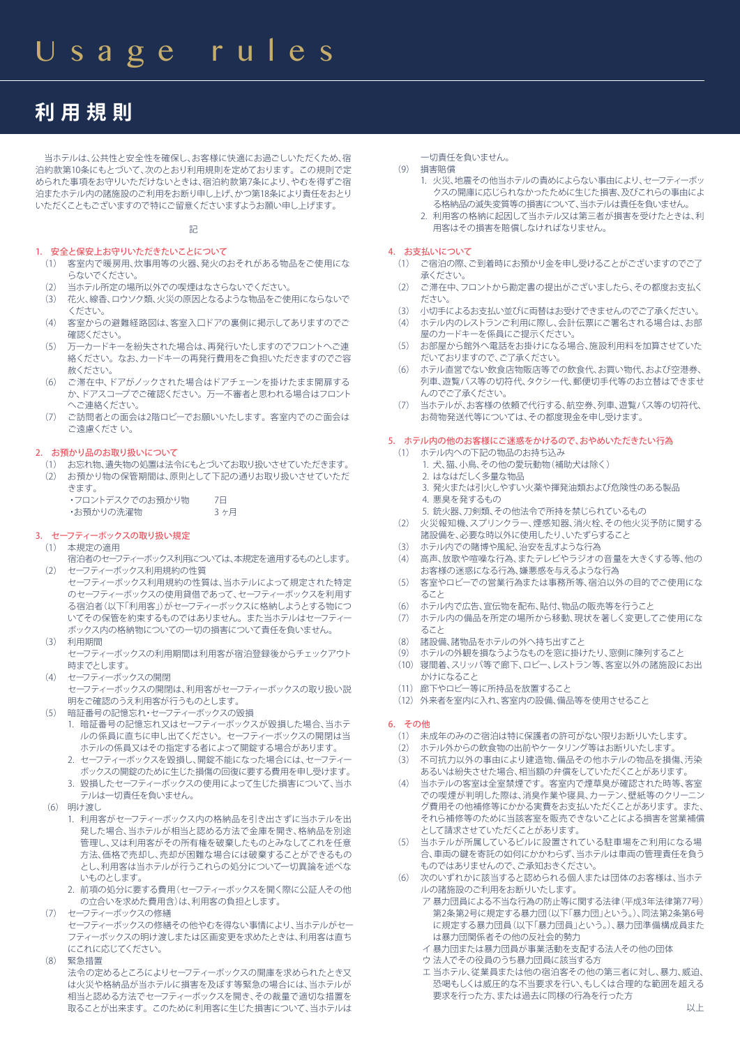# Usage rules

# 利用規則

当ホテルは、公共性と安全性を確保し、お客様に快適にお過ごしいただくため、宿泊約款第10条にもとづいて、次のとおり利用規則を定めております。この規則で定められた事項をお守りいただけないときは、宿泊約款第7条により、やむを得ずご宿泊またホテル内の諸施設のご利用をお断り申し上げ、かつ第18条により責任をおとりいただくこともございますので特にご留意くださいますようお願い申し上げます。

記

## 1. 安全と保安上お守りいただきたいことについて

（1） 客室内で暖房用、炊事用等の火器、発火のおそれがある物品をご使用にならないでください。

（2） 当ホテル所定の場所以外での喫煙はなさらないでください。

（3） 花火、線香、ロウソク類、火災の原因となるような物品をご使用にならないでください。

（4） 客室からの避難経路図は、客室入口ドアの裏側に掲示してありますのでご確認ください。

（5） 万一カードキーを紛失された場合は、再発行いたしますのでフロントへご連絡ください。なお、カードキーの再発行費用をご負担いただきますのでご容赦ください。

（6） ご滞在中、ドアがノックされた場合はドアチェーンを掛けたまま開扉するか、ドアスコープでご確認ください。万一不審者と思われる場合はフロントへご連絡ください。

（7） ご訪問者との面会は2階ロビーでお願いいたします。客室内でのご面会はご遠慮くださ い。

## 2. お預かり品のお取り扱いについて

（1） お忘れ物、遺失物の処置は法令にもとづいてお取り扱いさせていただきます。

（2） お預かり物の保管期間は、原則として下記の通りお取り扱いさせていただきます。

- フロントデスクでのお預かり物　　7日
- お預かりの洗濯物　　3ヶ月

## 3. セーフティーボックスの取り扱い規定

（1） 本規定の適用

宿泊者のセーフティーボックス利用については、本規定を適用するものとします。

（2） セーフティーボックス利用規約の性質

セーフティーボックス利用規約の性質は、当ホテルによって規定された特定のセーフティーボックスの使用貸借であって、セーフティーボックスを利用する宿泊者（以下「利用客」）がセーフティーボックスに格納しようとする物について その保管を約束するものではありません。また当ホテルはセーフティーボックス内の格納物についての一切の損害について責任を負いません。

（3） 利用期間

セーフティーボックスの利用期間は利用客が宿泊登録後からチェックアウト時までとします。

（4） セーフティーボックスの開閉

セーフティーボックスの開閉は、利用客がセーフティーボックスの取り扱い説明をご確認のうえ利用客が行うものとします。

（5） 暗証番号の記憶忘れ・セーフティーボックスの毀損

1. 暗証番号の記憶忘れ又はセーフティーボックスが毀損した場合、当ホテルの係員に直ちに申し出てください。セーフティーボックスの開閉は当ホテルの係員又はその指定する者によって開錠する場合があります。
2. セーフティーボックスを毀損し、開錠不能になった場合には、セーフティーボックスの開錠のために生じた損傷の回復に要する費用を申し受けます。
3. 毀損したセーフティーボックスの使用によって生じた損害について、当ホテルは一切責任を負いません。

（6） 明け渡し

1. 利用客がセーフティーボックス内の格納品を引き出さずに当ホテルを出発した場合、当ホテルが相当と認める方法で金庫を開き、格納品を別途管理し、又は利用客がその所有権を破棄したものとみなしてこれを任意方法、価格で売却し、売却が困難な場合には破棄することができるものとし、利用客は当ホテルが行うこれらの処分について一切異論を述べないものとします。
2. 前項の処分に要する費用（セーフティーボックスを開く際に公証人その他の立合いを求めた費用含）は、利用客の負担とします。

（7） セーフティーボックスの修繕

セーフティーボックスの修繕その他やむを得ない事情により、当ホテルがセーフティーボックスの明け渡しまたは区画変更を求めたときは、利用客は直ちにこれに応じてください。

（8） 緊急措置

法令の定めるところによりセーフティーボックスの開庫を求められたとき又は火災や格納品が当ホテルに損害を及ぼす等緊急の場合には、当ホテルが相当と認める方法でセーフティーボックスを開き、その裁量で適切な措置を取ることが出来ます。このために利用客に生じた損害について、当ホテルは一切責任を負いません。

（9） 損害賠償

1. 火災、地震その他当ホテルの責めによらない事由により、セーフティーボックスの開庫に応じられなかったために生じた損害、及びこれらの事由による格納品の滅失変質等の損害について、当ホテルは責任を負いません。
2. 利用客の格納に起因して当ホテル又は第三者が損害を受けたときは、利用客はその損害を賠償しなければなりません。

## 4. お支払いについて

（1） ご宿泊の際、ご到着時にお預かり金を申し受けることがございますのでご了承ください。

（2） ご滞在中、フロントから勘定書の提出がございましたら、その都度お支払ください。

（3） 小切手によるお支払い並びに両替はお受けできませんのでご了承ください。

（4） ホテル内のレストランご利用に際し、会計伝票にご署名される場合は、お部屋のカードキーを係員にご提示ください。

（5） お部屋から館外へ電話をお掛けになる場合、施設利用料を加算させていただいておりますので、ご了承ください。

（6） ホテル直営でない飲食店物販店等での飲食代、お買い物代、および空港券、列車、遊覧バス等の切符代、タクシー代、郵便切手代等のお立替はできませんのでご了承ください。

（7） 当ホテルが、お客様の依頼で代行する、航空券、列車、遊覧バス等の切符代、お荷物発送代等については、その都度現金を申し受けます。

## 5. ホテル内の他のお客様にご迷惑をかけるので、おやめいただきたい行為

（1） ホテル内への下記の物品のお持ち込み

1. 犬、猫、小鳥、その他の愛玩動物（補助犬は除く）
2. はなはだしく多量な物品
3. 発火または引火しやすい火薬や揮発油類および危険性のある製品
4. 悪臭を発するもの
5. 銃火器、刀剣類、その他法令で所持を禁じられているもの

（2） 火災報知機、スプリンクラー、煙感知器、消火栓、その他火災予防に関する諸設備を、必要な時以外に使用したり、いたずらすること

（3） ホテル内での賭博や風紀、治安を乱すような行為

（4） 高声、放歌や喧噪な行為、またテレビやラジオの音量を大きくする等、他のお客様の迷惑になる行為、嫌悪感を与えるような行為

（5） 客室やロビーでの営業行為または事務所等、宿泊以外の目的でご使用になること

（6） ホテル内で広告、宣伝物を配布、貼付、物品の販売等を行うこと

（7） ホテル内の備品を所定の場所から移動、現状を著しく変更してご使用になること

（8） 諸設備、諸物品をホテルの外へ持ち出すこと

（9） ホテルの外観を損なうようなものを窓に掛けたり、窓側に陳列すること

（10） 寝間着、スリッパ等で廊下、ロビー、レストラン等、客室以外の諸施設にお出かけになること

（11） 廊下やロビー等に所持品を放置すること

（12） 外来者を室内に入れ、客室内の設備、備品等を使用させること

## 6. その他

（1） 未成年のみのご宿泊は特に保護者の許可がない限りお断りいたします。

（2） ホテル外からの飲食物の出前やケータリング等はお断りいたします。

（3） 不可抗力以外の事由により建造物、備品その他ホテルの物品を損傷、汚染あるいは紛失させた場合、相当額の弁償をしていただくことがあります。

（4） 当ホテルの客室は全室禁煙です。客室内で煙草臭が確認された時等、客室での喫煙が判明した際は、消臭作業や寝具、カーテン、壁紙等のクリーニング費用その他補修等にかかる実費をお支払いただくことがあります。また、それら補修等のために当該客室を販売できないことによる損害を営業補償として請求させていただくことがあります。

（5） 当ホテルが所属しているビルに設置されている駐車場をご利用になる場合、車両の鍵を寄託の如何にかかわらず、当ホテルは車両の管理責任を負うものではありませんので、ご承知おきください。

（6） 次のいずれかに該当すると認められる個人または団体のお客様は、当ホテルの諸施設のご利用をお断りいたします。

ア 暴力団員による不当な行為の防止等に関する法律（平成3年法律第77号）第2条第2号に規定する暴力団（以下「暴力団」という。）、同法第2条第6号に規定する暴力団員（以下「暴力団員」という。）、暴力団準構成員または暴力団関係者その他の反社会的勢力

イ 暴力団または暴力団員が事業活動を支配する法人その他の団体

ウ 法人でその役員のうち暴力団員に該当する方

エ 当ホテル、従業員または他の宿泊客その他の第三者に対し、暴力、威迫、恐喝もしくは威圧的な不当要求を行い、もしくは合理的な範囲を超える要求を行った方、または過去に同様の行為を行った方

以上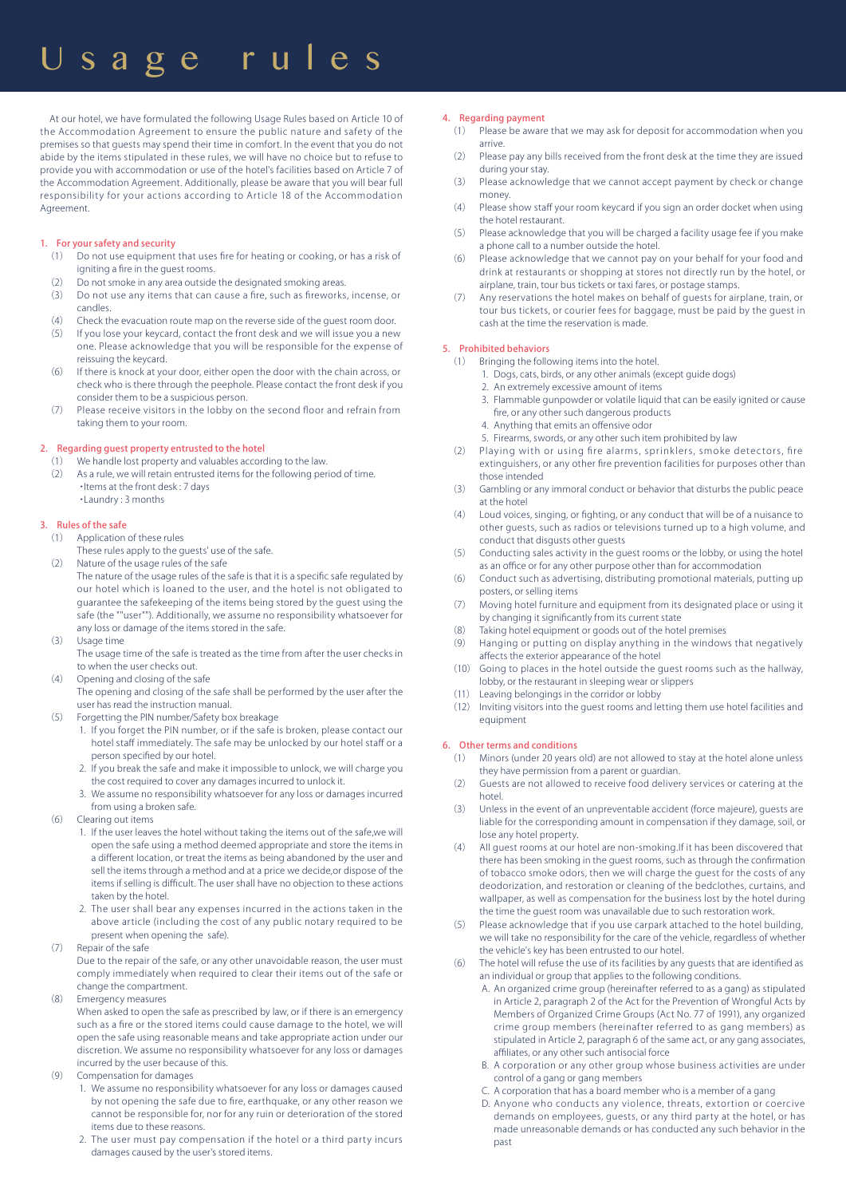# Usage rules

At our hotel, we have formulated the following Usage Rules based on Article 10 of the Accommodation Agreement to ensure the public nature and safety of the premises so that guests may spend their time in comfort. In the event that you do not abide by the items stipulated in these rules, we will have no choice but to refuse to provide you with accommodation or use of the hotel's facilities based on Article 7 of the Accommodation Agreement. Additionally, please be aware that you will bear full responsibility for your actions according to Article 18 of the Accommodation Agreement.

## 1. For your safety and security

(1) Do not use equipment that uses fire for heating or cooking, or has a risk of igniting a fire in the guest rooms.
(2) Do not smoke in any area outside the designated smoking areas.
(3) Do not use any items that can cause a fire, such as fireworks, incense, or candles.
(4) Check the evacuation route map on the reverse side of the guest room door.
(5) If you lose your keycard, contact the front desk and we will issue you a new one. Please acknowledge that you will be responsible for the expense of reissuing the keycard.
(6) If there is knock at your door, either open the door with the chain across, or check who is there through the peephole. Please contact the front desk if you consider them to be a suspicious person.
(7) Please receive visitors in the lobby on the second floor and refrain from taking them to your room.

## 2. Regarding guest property entrusted to the hotel

(1) We handle lost property and valuables according to the law.
(2) As a rule, we will retain entrusted items for the following period of time.
・Items at the front desk : 7 days
・Laundry : 3 months

## 3. Rules of the safe

(1) Application of these rules
These rules apply to the guests' use of the safe.
(2) Nature of the usage rules of the safe
The nature of the usage rules of the safe is that it is a specific safe regulated by our hotel which is loaned to the user, and the hotel is not obligated to guarantee the safekeeping of the items being stored by the guest using the safe (the ""user""). Additionally, we assume no responsibility whatsoever for any loss or damage of the items stored in the safe.
(3) Usage time
The usage time of the safe is treated as the time from after the user checks in to when the user checks out.
(4) Opening and closing of the safe
The opening and closing of the safe shall be performed by the user after the user has read the instruction manual.
(5) Forgetting the PIN number/Safety box breakage
1. If you forget the PIN number, or if the safe is broken, please contact our hotel staff immediately. The safe may be unlocked by our hotel staff or a person specified by our hotel.
2. If you break the safe and make it impossible to unlock, we will charge you the cost required to cover any damages incurred to unlock it.
3. We assume no responsibility whatsoever for any loss or damages incurred from using a broken safe.
(6) Clearing out items
1. If the user leaves the hotel without taking the items out of the safe,we will open the safe using a method deemed appropriate and store the items in a different location, or treat the items as being abandoned by the user and sell the items through a method and at a price we decide,or dispose of the items if selling is difficult. The user shall have no objection to these actions taken by the hotel.
2. The user shall bear any expenses incurred in the actions taken in the above article (including the cost of any public notary required to be present when opening the safe).
(7) Repair of the safe
Due to the repair of the safe, or any other unavoidable reason, the user must comply immediately when required to clear their items out of the safe or change the compartment.
(8) Emergency measures
When asked to open the safe as prescribed by law, or if there is an emergency such as a fire or the stored items could cause damage to the hotel, we will open the safe using reasonable means and take appropriate action under our discretion. We assume no responsibility whatsoever for any loss or damages incurred by the user because of this.
(9) Compensation for damages
1. We assume no responsibility whatsoever for any loss or damages caused by not opening the safe due to fire, earthquake, or any other reason we cannot be responsible for, nor for any ruin or deterioration of the stored items due to these reasons.
2. The user must pay compensation if the hotel or a third party incurs damages caused by the user's stored items.

## 4. Regarding payment

(1) Please be aware that we may ask for deposit for accommodation when you arrive.
(2) Please pay any bills received from the front desk at the time they are issued during your stay.
(3) Please acknowledge that we cannot accept payment by check or change money.
(4) Please show staff your room keycard if you sign an order docket when using the hotel restaurant.
(5) Please acknowledge that you will be charged a facility usage fee if you make a phone call to a number outside the hotel.
(6) Please acknowledge that we cannot pay on your behalf for your food and drink at restaurants or shopping at stores not directly run by the hotel, or airplane, train, tour bus tickets or taxi fares, or postage stamps.
(7) Any reservations the hotel makes on behalf of guests for airplane, train, or tour bus tickets, or courier fees for baggage, must be paid by the guest in cash at the time the reservation is made.

## 5. Prohibited behaviors

(1) Bringing the following items into the hotel.
1. Dogs, cats, birds, or any other animals (except guide dogs)
2. An extremely excessive amount of items
3. Flammable gunpowder or volatile liquid that can be easily ignited or cause fire, or any other such dangerous products
4. Anything that emits an offensive odor
5. Firearms, swords, or any other such item prohibited by law
(2) Playing with or using fire alarms, sprinklers, smoke detectors, fire extinguishers, or any other fire prevention facilities for purposes other than those intended
(3) Gambling or any immoral conduct or behavior that disturbs the public peace at the hotel
(4) Loud voices, singing, or fighting, or any conduct that will be of a nuisance to other guests, such as radios or televisions turned up to a high volume, and conduct that disgusts other guests
(5) Conducting sales activity in the guest rooms or the lobby, or using the hotel as an office or for any other purpose other than for accommodation
(6) Conduct such as advertising, distributing promotional materials, putting up posters, or selling items
(7) Moving hotel furniture and equipment from its designated place or using it by changing it significantly from its current state
(8) Taking hotel equipment or goods out of the hotel premises
(9) Hanging or putting on display anything in the windows that negatively affects the exterior appearance of the hotel
(10) Going to places in the hotel outside the guest rooms such as the hallway, lobby, or the restaurant in sleeping wear or slippers
(11) Leaving belongings in the corridor or lobby
(12) Inviting visitors into the guest rooms and letting them use hotel facilities and equipment

## 6. Other terms and conditions

(1) Minors (under 20 years old) are not allowed to stay at the hotel alone unless they have permission from a parent or guardian.
(2) Guests are not allowed to receive food delivery services or catering at the hotel.
(3) Unless in the event of an unpreventable accident (force majeure), guests are liable for the corresponding amount in compensation if they damage, soil, or lose any hotel property.
(4) All guest rooms at our hotel are non-smoking.If it has been discovered that there has been smoking in the guest rooms, such as through the confirmation of tobacco smoke odors, then we will charge the guest for the costs of any deodorization, and restoration or cleaning of the bedclothes, curtains, and wallpaper, as well as compensation for the business lost by the hotel during the time the guest room was unavailable due to such restoration work.
(5) Please acknowledge that if you use carpark attached to the hotel building, we will take no responsibility for the care of the vehicle, regardless of whether the vehicle's key has been entrusted to our hotel.
(6) The hotel will refuse the use of its facilities by any guests that are identified as an individual or group that applies to the following conditions.
A. An organized crime group (hereinafter referred to as a gang) as stipulated in Article 2, paragraph 2 of the Act for the Prevention of Wrongful Acts by Members of Organized Crime Groups (Act No. 77 of 1991), any organized crime group members (hereinafter referred to as gang members) as stipulated in Article 2, paragraph 6 of the same act, or any gang associates, affiliates, or any other such antisocial force
B. A corporation or any other group whose business activities are under control of a gang or gang members
C. A corporation that has a board member who is a member of a gang
D. Anyone who conducts any violence, threats, extortion or coercive demands on employees, guests, or any third party at the hotel, or has made unreasonable demands or has conducted any such behavior in the past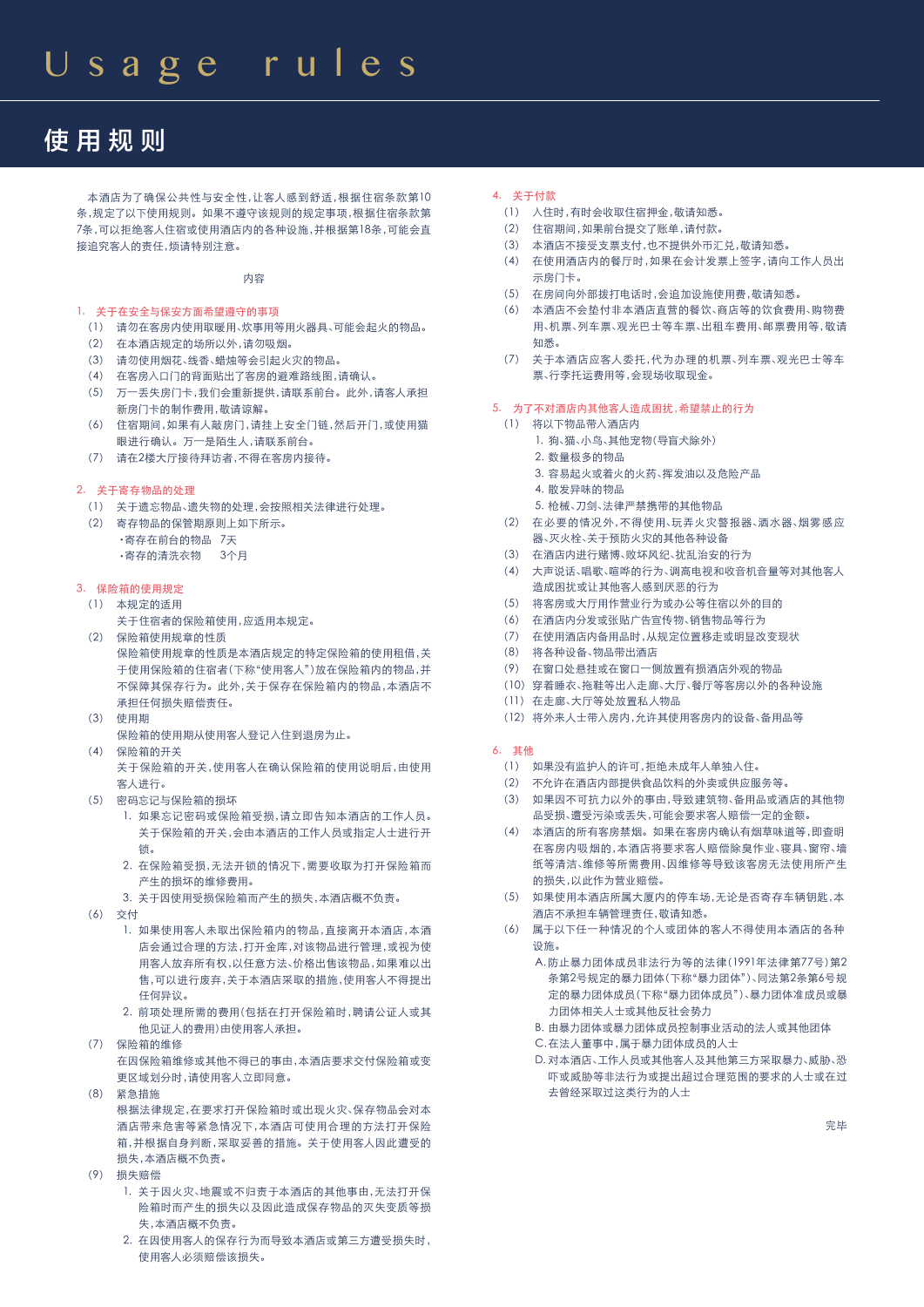# Usage rules

# 使用规则

本酒店为了确保公共性与安全性，让客人感到舒适，根据住宿条款第10条，规定了以下使用规则。如果不遵守该规则的规定事项，根据住宿条款第7条，可以拒绝客人住宿或使用酒店内的各种设施，并根据第18条，可能会直接追究客人的责任，烦请特别注意。

内容

## 1. 关于在安全与保安方面希望遵守的事项

(1) 请勿在客房内使用取暖用、炊事用等用火器具、可能会起火的物品。
(2) 在本酒店规定的场所以外，请勿吸烟。
(3) 请勿使用烟花、线香、蜡烛等会引起火灾的物品。
(4) 在客房入口门的背面贴出了客房的避难路线图，请确认。
(5) 万一丢失房门卡，我们会重新提供，请联系前台。此外，请客人承担新房门卡的制作费用，敬请谅解。
(6) 住宿期间，如果有人敲房门，请挂上安全门链，然后开门，或使用猫眼进行确认。万一是陌生人，请联系前台。
(7) 请在2楼大厅接待拜访者，不得在客房内接待。

## 2. 关于寄存物品的处理

(1) 关于遗忘物品、遗失物的处理，会按照相关法律进行处理。
(2) 寄存物品的保管期原则上如下所示。
 ・寄存在前台的物品 7天
 ・寄存的清洗衣物 3个月

## 3. 保险箱的使用规定

(1) 本规定的适用
关于住宿者的保险箱使用，应适用本规定。

(2) 保险箱使用规章的性质
保险箱使用规章的性质是本酒店规定的特定保险箱的使用租借，关于使用保险箱的住宿者（下称"使用客人"）放在保险箱内的物品，并不保障其保存行为。此外，关于保存在保险箱内的物品，本酒店不承担任何损失赔偿责任。

(3) 使用期
保险箱的使用期从使用客人登记入住到退房为止。

(4) 保险箱的开关
关于保险箱的开关，使用客人在确认保险箱的使用说明后，由使用客人进行。

(5) 密码忘记与保险箱的损坏
1. 如果忘记密码或保险箱受损，请立即告知本酒店的工作人员。关于保险箱的开关，会由本酒店的工作人员或指定人士进行开锁。
2. 在保险箱受损，无法开锁的情况下，需要收取为打开保险箱而产生的损坏的维修费用。
3. 关于因使用受损保险箱而产生的损失，本酒店概不负责。

(6) 交付
1. 如果使用客人未取出保险箱内的物品，直接离开本酒店，本酒店会通过合理的方法，打开金库，对该物品进行管理，或视为使用客人放弃所有权，以任意方法、价格出售该物品，如果难以出售，可以进行废弃，关于本酒店采取的措施，使用客人不得提出任何异议。
2. 前项处理所需的费用（包括在打开保险箱时，聘请公证人或其他见证人的费用）由使用客人承担。

(7) 保险箱的维修
在因保险箱维修或其他不得已的事由，本酒店要求交付保险箱或变更区域划分时，请使用客人立即同意。

(8) 紧急措施
根据法律规定，在要求打开保险箱时或出现火灾、保存物品会对本酒店带来危害等紧急情况下，本酒店可使用合理的方法打开保险箱，并根据自身判断，采取妥善的措施。关于使用客人因此遭受的损失，本酒店概不负责。

(9) 损失赔偿
1. 关于因火灾、地震或不归责于本酒店的其他事由，无法打开保险箱时而产生的损失以及因此造成保存物品的灭失变质等损失，本酒店概不负责。
2. 在因使用客人的保存行为而导致本酒店或第三方遭受损失时，使用客人必须赔偿该损失。

## 4. 关于付款

(1) 入住时，有时会收取住宿押金，敬请知悉。
(2) 住宿期间，如果前台提交了账单，请付款。
(3) 本酒店不接受支票支付，也不提供外币汇兑，敬请知悉。
(4) 在使用酒店内的餐厅时，如果在会计发票上签字，请向工作人员出示房门卡。
(5) 在房间向外部拨打电话时，会追加设施使用费，敬请知悉。
(6) 本酒店不会垫付非本酒店直营的餐饮、商店等的饮食费用、购物费用、机票、列车票、观光巴士等车票、出租车费用、邮票费用等，敬请知悉。
(7) 关于本酒店应客人委托，代为办理的机票、列车票、观光巴士等车票、行李托运费用等，会现场收取现金。

## 5. 为了不对酒店内其他客人造成困扰，希望禁止的行为

(1) 将以下物品带入酒店内
1. 狗、猫、小鸟、其他宠物（导盲犬除外）
2. 数量极多的物品
3. 容易起火或着火的火药、挥发油以及危险产品
4. 散发异味的物品
5. 枪械、刀剑、法律严禁携带的其他物品

(2) 在必要的情况外，不得使用、玩弄火灾警报器、洒水器、烟雾感应器、灭火栓、关于预防火灾的其他各种设备
(3) 在酒店内进行赌博、败坏风纪、扰乱治安的行为
(4) 大声说话、唱歌、喧哗的行为、调高电视和收音机音量等对其他客人造成困扰或让其他客人感到厌恶的行为
(5) 将客房或大厅用作营业行为或办公等住宿以外的目的
(6) 在酒店内分发或张贴广告宣传物、销售物品等行为
(7) 在使用酒店内备用品时，从规定位置移走或明显改变现状
(8) 将各种设备、物品带出酒店
(9) 在窗口处悬挂或在窗口一侧放置有损酒店外观的物品
(10) 穿着睡衣、拖鞋等出入走廊、大厅、餐厅等客房以外的各种设施
(11) 在走廊、大厅等处放置私人物品
(12) 将外来人士带入房内，允许其使用客房内的设备、备用品等

## 6. 其他

(1) 如果没有监护人的许可，拒绝未成年人单独入住。
(2) 不允许在酒店内部提供食品饮料的外卖或供应服务等。
(3) 如果因不可抗力以外的事由，导致建筑物、备用品或酒店的其他物品受损、遭受污染或丢失，可能会要求客人赔偿一定的金额。
(4) 本酒店的所有客房禁烟。如果在客房内确认有烟草味道等，即查明在客房内吸烟的，本酒店将要求客人赔偿除臭作业、寝具、窗帘、墙纸等清洁、维修等所需费用、因维修等导致该客房无法使用所产生的损失，以此作为营业赔偿。
(5) 如果使用本酒店所属大厦内的停车场，无论是否寄存车辆钥匙，本酒店不承担车辆管理责任，敬请知悉。
(6) 属于以下任一种情况的个人或团体的客人不得使用本酒店的各种设施。
A. 防止暴力团体成员非法行为等的法律（1991年法律第77号）第2条第2号规定的暴力团体（下称"暴力团体"）、同法第2条第6号规定的暴力团体成员（下称"暴力团体成员"）、暴力团体准成员或暴力团体相关人士或其他反社会势力
B. 由暴力团体或暴力团体成员控制事业活动的法人或其他团体
C. 在法人董事中，属于暴力团体成员的人士
D. 对本酒店、工作人员或其他客人及其他第三方采取暴力、威胁、恐吓或威胁等非法行为或提出超过合理范围的要求的人士或在过去曾经采取过这类行为的人士

完毕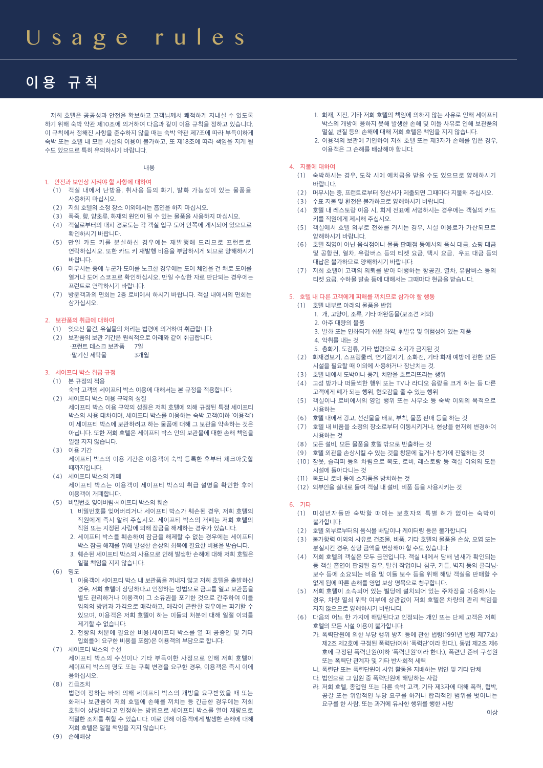# Usage rules

# 이용 규칙

저희 호텔은 공공성과 안전을 확보하고 고객님께서 쾌적하게 지내실 수 있도록 하기 위해 숙박 약관 제10조에 의거하여 다음과 같이 이용 규칙을 정하고 있습니다. 이 규칙에서 정해진 사항을 준수하지 않을 때는 숙박 약관 제7조에 따라 부득이하게 숙박 또는 호텔 내 모든 시설의 이용이 불가하고, 또 제18조에 따라 책임을 지게 될 수도 있으므로 특히 유의하시기 바랍니다.

내용

## 1. 안전과 보안상 지켜야 할 사항에 대하여

(1) 객실 내에서 난방용, 취사용 등의 화기, 발화 가능성이 있는 물품을 사용하지 마십시오.

(2) 저희 호텔의 소정 장소 이외에서는 흡연을 하지 마십시오.

(3) 폭죽, 향, 양초류, 화재의 원인이 될 수 있는 물품을 사용하지 마십시오.

(4) 객실로부터의 대피 경로도는 각 객실 입구 도어 안쪽에 게시되어 있으므로 확인하시기 바랍니다.

(5) 만일 카드 키를 분실하신 경우에는 재발행해 드리므로 프런트로 연락하십시오. 또한 카드 키 재발행 비용을 부담하시게 되므로 양해하시기 바랍니다.

(6) 머무시는 중에 누군가 도어를 노크한 경우에는 도어 체인을 건 채로 도어를 열거나 도어 스코프로 확인하십시오. 만일 수상한 자로 판단되는 경우에는 프런트로 연락하시기 바랍니다.

(7) 방문객과의 면회는 2층 로비에서 하시기 바랍니다. 객실 내에서의 면회는 삼가십시오.

## 2. 보관품의 취급에 대하여

(1) 잊으신 물건, 유실물의 처리는 법령에 의거하여 취급합니다.

(2) 보관품의 보관 기간은 원칙적으로 아래와 같이 취급합니다.

·프런트 데스크 보관품 7일

·맡기신 세탁물 3개월

## 3. 세이프티 박스 취급 규정

(1) 본 규정의 적용

숙박 고객의 세이프티 박스 이용에 대해서는 본 규정을 적용합니다.

(2) 세이프티 박스 이용 규약의 성질

세이프티 박스 이용 규약의 성질은 저희 호텔에 의해 규정된 특정 세이프티 박스의 사용 대차이며, 세이프티 박스를 이용하는 숙박 고객(이하 '이용객') 이 세이프티 박스에 보관하려고 하는 물품에 대해 그 보관을 약속하는 것은 아닙니다. 또한 저희 호텔은 세이프티 박스 안의 보관물에 대한 손해 책임을 일절 지지 않습니다.

(3) 이용 기간

세이프티 박스의 이용 기간은 이용객이 숙박 등록한 후부터 체크아웃할 때까지입니다.

(4) 세이프티 박스의 개폐

세이프티 박스는 이용객이 세이프티 박스의 취급 설명을 확인한 후에 이용객이 개폐합니다.

(5) 비밀번호 잊어버림·세이프티 박스의 훼손

1. 비밀번호를 잊어버리거나 세이프티 박스가 훼손된 경우, 저희 호텔의 직원에게 즉시 알려 주십시오. 세이프티 박스의 개폐는 저희 호텔의 직원 또는 지정된 사람에 의해 잠금을 해제하는 경우가 있습니다.
2. 세이프티 박스를 훼손하여 잠금을 해제할 수 없는 경우에는 세이프티 박스 잠금 해제를 위해 발생한 손상의 회복에 필요한 비용을 받습니다.
3. 훼손된 세이프티 박스의 사용으로 인해 발생한 손해에 대해 저희 호텔은 일절 책임을 지지 않습니다.

(6) 명도

1. 이용객이 세이프티 박스 내 보관품을 꺼내지 않고 저희 호텔을 출발하신 경우, 저희 호텔이 상당하다고 인정하는 방법으로 금고를 열고 보관품을 별도 관리하거나 이용객이 그 소유권을 포기한 것으로 간주하여 이를 임의의 방법과 가격으로 매각하고, 매각이 곤란한 경우에는 파기할 수 있으며, 이용객은 저희 호텔이 하는 이들의 처분에 대해 일절 이의를 제기할 수 없습니다.
2. 전항의 처분에 필요한 비용(세이프티 박스를 열 때 공증인 및 기타 입회를에 요구한 비용을 포함)은 이용객의 부담으로 합니다.

(7) 세이프티 박스의 수선

세이프티 박스의 수선이나 기타 부득이한 사정으로 인해 저희 호텔이 세이프티 박스의 명도 또는 구획 변경을 요구한 경우, 이용객은 즉시 이에 응하십시오.

(8) 긴급조치

법령이 정하는 바에 의해 세이프티 박스의 개방을 요구받았을 때 또는 화재나 보관품이 저희 호텔에 손해를 끼치는 등 긴급한 경우에는 저희 호텔이 상당하다고 인정하는 방법으로 세이프티 박스를 열어 재량으로 적절한 조치를 취할 수 있습니다. 이로 인해 이용객에게 발생한 손해에 대해 저희 호텔은 일절 책임을 지지 않습니다.

(9) 손해배상

1. 화재, 지진, 기타 저희 호텔의 책임에 의하지 않는 사유로 인해 세이프티 박스의 개방에 응하지 못해 발생한 손해 및 이들 사유로 인해 보관품의 멸실, 변질 등의 손해에 대해 저희 호텔은 책임을 지지 않습니다.
2. 이용객의 보관에 기인하여 저희 호텔 또는 제3자가 손해를 입은 경우, 이용객은 그 손해를 배상해야 합니다.

## 4. 지불에 대하여

(1) 숙박하시는 경우, 도착 시에 예치금을 받을 수도 있으므로 양해하시기 바랍니다.

(2) 머무시는 중, 프런트로부터 정산서가 제출되면 그때마다 지불해 주십시오.

(3) 수표 지불 및 환전은 불가하므로 양해하시기 바랍니다.

(4) 호텔 내 레스토랑 이용 시, 회계 전표에 서명하시는 경우에는 객실의 카드 키를 직원에게 제시해 주십시오.

(5) 객실에서 호텔 외부로 전화를 거시는 경우, 시설 이용료가 가산되므로 양해하시기 바랍니다.

(6) 호텔 직영이 아닌 음식점이나 물품 판매점 등에서의 음식 대금, 쇼핑 대금 및 공항권, 열차, 유람버스 등의 티켓 요금, 택시 요금, 우표 대금 등의 대납은 불가하므로 양해하시기 바랍니다.

(7) 저희 호텔이 고객의 의뢰를 받아 대행하는 항공권, 열차, 유람버스 등의 티켓 요금, 수하물 발송 등에 대해서는 그때마다 현금을 받습니다.

## 5. 호텔 내 다른 고객에게 피해를 끼치므로 삼가야 할 행동

(1) 호텔 내부로 아래의 물품을 반입

1. 개, 고양이, 조류, 기타 애완동물(보조견 제외)
2. 아주 대량의 물품
3. 발화 또는 인화되기 쉬운 화약, 휘발유 및 위험성이 있는 제품
4. 악취를 내는 것
5. 총화기, 도검류, 기타 법령으로 소지가 금지된 것

(2) 화재경보기, 스프링쿨러, 연기감지기, 소화전, 기타 화재 예방에 관한 모든 시설을 필요할 때 이외에 사용하거나 장난치는 것.

(3) 호텔 내에서 도박이나 풍기, 치안을 흐트러뜨리는 행위

(4) 고성 방가나 떠들썩한 행위 또는 TV나 라디오 음량을 크게 하는 등 다른 고객에게 폐가 되는 행위, 혐오감을 줄 수 있는 행위

(5) 객실이나 로비에서의 영업 행위 또는 사무소 등 숙박 이외의 목적으로 사용하는

(6) 호텔 내에서 광고, 선전물을 배포, 부착, 물품 판매 등을 하는 것

(7) 호텔 내 비품을 소정의 장소로부터 이동시키거나, 현상을 현저히 변경하여 사용하는 것

(8) 모든 설비, 모든 물품을 호텔 밖으로 반출하는 것

(9) 호텔 외관을 손상시킬 수 있는 것을 창문에 걸거나 창가에 진열하는 것

(10) 잠옷, 슬리퍼 등의 차림으로 복도, 로비, 레스토랑 등 객실 이외의 모든 시설에 돌아다니는 것

(11) 복도나 로비 등에 소지품을 방치하는 것

(12) 외부인을 실내로 들여 객실 내 설비, 비품 등을 사용시키는 것

## 6. 기타

(1) 미성년자들만 숙박할 때에는 보호자의 특별 허가 없이는 숙박이 불가합니다.

(2) 호텔 외부로부터의 음식물 배달이나 케이터링 등은 불가합니다.

(3) 불가항력 이외의 사유로 건조물, 비품, 기타 호텔의 물품을 손상, 오염 또는 분실시킨 경우, 상당 금액을 변상해야 할 수도 있습니다.

(4) 저희 호텔의 객실은 모두 금연입니다. 객실 내에서 담배 냄새가 확인되는 등 객실 흡연이 판명된 경우, 탈취 작업이나 침구, 커튼, 벽지 등의 클리닝·보수 등에 소요되는 비용 및 이들 보수 등을 위해 해당 객실을 판매할 수 없게 됨에 따른 손해를 영업 보상 명목으로 청구합니다.

(5) 저희 호텔이 소속되어 있는 빌딩에 설치되어 있는 주차장을 이용하시는 경우, 차량 열쇠 위탁 여부에 상관없이 저희 호텔은 차량의 관리 책임을 지지 않으므로 양해하시기 바랍니다.

(6) 다음의 어느 한 가지에 해당된다고 인정되는 개인 또는 단체 고객은 저희 호텔의 모든 시설 이용이 불가합니다.

가. 폭력단원에 의한 부당 행위 방지 등에 관한 법령(1991년 법령 제77호) 제2조 제2호에 규정된 폭력단(이하 '폭력단'이라 한다.), 동법 제2조 제6호에 규정된 폭력단원(이하 '폭력단원'이라 한다.), 폭력단 준비 구성원 또는 폭력단 관계자 및 기타 반사회적 세력

나. 폭력단 또는 폭력단원이 사업 활동을 지배하는 법인 및 기타 단체

다. 법인으로 그 임원 중 폭력단원에 해당하는 사람

라. 저희 호텔, 종업원 또는 다른 숙박 고객, 기타 제3자에 대해 폭력, 협박, 공갈 또는 위압적인 부당 요구를 하거나 합리적인 범위를 벗어나는 요구를 한 사람, 또는 과거에 유사한 행위를 행한 사람

이상